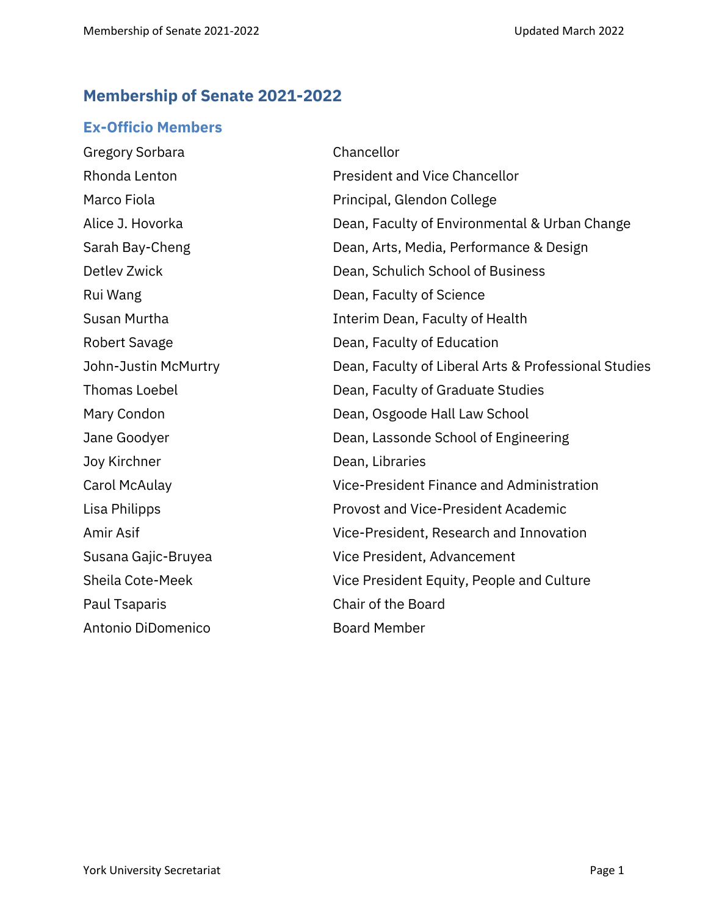# Membership of Senate 2021-2022

## Ex-Officio Members

| | |
|---|---|
| Gregory Sorbara | Chancellor |
| Rhonda Lenton | President and Vice Chancellor |
| Marco Fiola | Principal, Glendon College |
| Alice J. Hovorka | Dean, Faculty of Environmental & Urban Change |
| Sarah Bay-Cheng | Dean, Arts, Media, Performance & Design |
| Detlev Zwick | Dean, Schulich School of Business |
| Rui Wang | Dean, Faculty of Science |
| Susan Murtha | Interim Dean, Faculty of Health |
| Robert Savage | Dean, Faculty of Education |
| John-Justin McMurtry | Dean, Faculty of Liberal Arts & Professional Studies |
| Thomas Loebel | Dean, Faculty of Graduate Studies |
| Mary Condon | Dean, Osgoode Hall Law School |
| Jane Goodyer | Dean, Lassonde School of Engineering |
| Joy Kirchner | Dean, Libraries |
| Carol McAulay | Vice-President Finance and Administration |
| Lisa Philipps | Provost and Vice-President Academic |
| Amir Asif | Vice-President, Research and Innovation |
| Susana Gajic-Bruyea | Vice President, Advancement |
| Sheila Cote-Meek | Vice President Equity, People and Culture |
| Paul Tsaparis | Chair of the Board |
| Antonio DiDomenico | Board Member |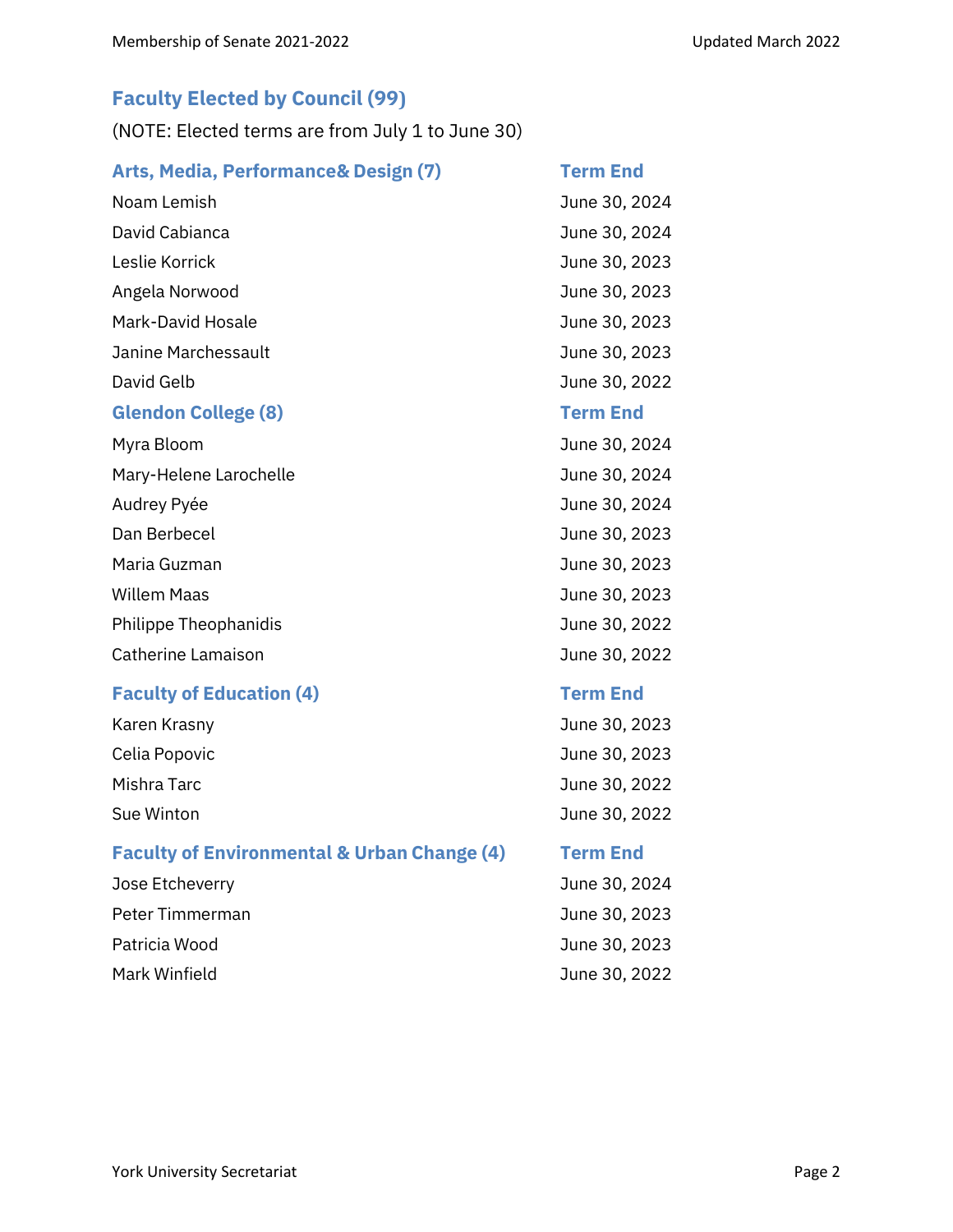## Faculty Elected by Council (99)

(NOTE: Elected terms are from July 1 to June 30)

| Arts, Media, Performance& Design (7) | Term End |
|---|---|
| Noam Lemish | June 30, 2024 |
| David Cabianca | June 30, 2024 |
| Leslie Korrick | June 30, 2023 |
| Angela Norwood | June 30, 2023 |
| Mark-David Hosale | June 30, 2023 |
| Janine Marchessault | June 30, 2023 |
| David Gelb | June 30, 2022 |

| Glendon College (8) | Term End |
|---|---|
| Myra Bloom | June 30, 2024 |
| Mary-Helene Larochelle | June 30, 2024 |
| Audrey Pyée | June 30, 2024 |
| Dan Berbecel | June 30, 2023 |
| Maria Guzman | June 30, 2023 |
| Willem Maas | June 30, 2023 |
| Philippe Theophanidis | June 30, 2022 |
| Catherine Lamaison | June 30, 2022 |

| Faculty of Education (4) | Term End |
|---|---|
| Karen Krasny | June 30, 2023 |
| Celia Popovic | June 30, 2023 |
| Mishra Tarc | June 30, 2022 |
| Sue Winton | June 30, 2022 |

| Faculty of Environmental & Urban Change (4) | Term End |
|---|---|
| Jose Etcheverry | June 30, 2024 |
| Peter Timmerman | June 30, 2023 |
| Patricia Wood | June 30, 2023 |
| Mark Winfield | June 30, 2022 |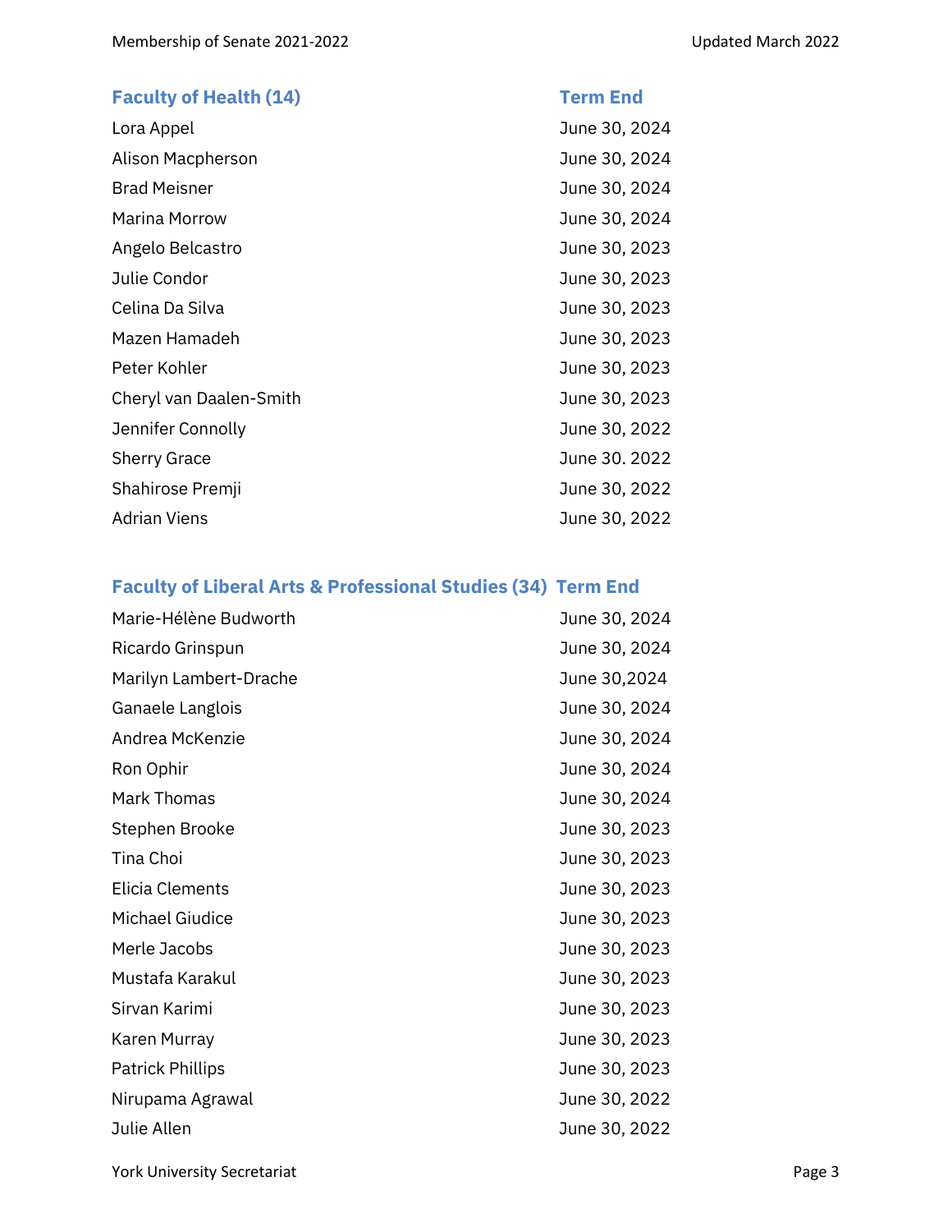| Faculty of Health (14) | Term End |
| --- | --- |
| Lora Appel | June 30, 2024 |
| Alison Macpherson | June 30, 2024 |
| Brad Meisner | June 30, 2024 |
| Marina Morrow | June 30, 2024 |
| Angelo Belcastro | June 30, 2023 |
| Julie Condor | June 30, 2023 |
| Celina Da Silva | June 30, 2023 |
| Mazen Hamadeh | June 30, 2023 |
| Peter Kohler | June 30, 2023 |
| Cheryl van Daalen-Smith | June 30, 2023 |
| Jennifer Connolly | June 30, 2022 |
| Sherry Grace | June 30. 2022 |
| Shahirose Premji | June 30, 2022 |
| Adrian Viens | June 30, 2022 |

| Faculty of Liberal Arts & Professional Studies (34) | Term End |
| --- | --- |
| Marie-Hélène Budworth | June 30, 2024 |
| Ricardo Grinspun | June 30, 2024 |
| Marilyn Lambert-Drache | June 30,2024 |
| Ganaele Langlois | June 30, 2024 |
| Andrea McKenzie | June 30, 2024 |
| Ron Ophir | June 30, 2024 |
| Mark Thomas | June 30, 2024 |
| Stephen Brooke | June 30, 2023 |
| Tina Choi | June 30, 2023 |
| Elicia Clements | June 30, 2023 |
| Michael Giudice | June 30, 2023 |
| Merle Jacobs | June 30, 2023 |
| Mustafa Karakul | June 30, 2023 |
| Sirvan Karimi | June 30, 2023 |
| Karen Murray | June 30, 2023 |
| Patrick Phillips | June 30, 2023 |
| Nirupama Agrawal | June 30, 2022 |
| Julie Allen | June 30, 2022 |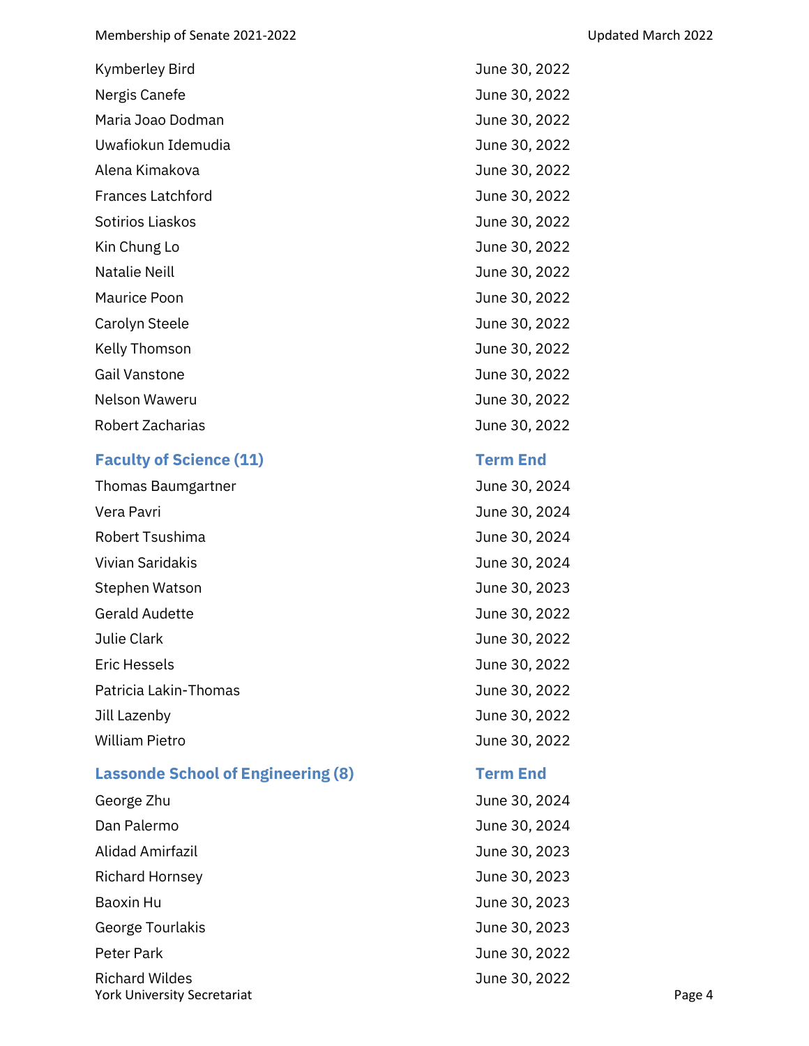| | |
|---|---|
| Kymberley Bird | June 30, 2022 |
| Nergis Canefe | June 30, 2022 |
| Maria Joao Dodman | June 30, 2022 |
| Uwafiokun Idemudia | June 30, 2022 |
| Alena Kimakova | June 30, 2022 |
| Frances Latchford | June 30, 2022 |
| Sotirios Liaskos | June 30, 2022 |
| Kin Chung Lo | June 30, 2022 |
| Natalie Neill | June 30, 2022 |
| Maurice Poon | June 30, 2022 |
| Carolyn Steele | June 30, 2022 |
| Kelly Thomson | June 30, 2022 |
| Gail Vanstone | June 30, 2022 |
| Nelson Waweru | June 30, 2022 |
| Robert Zacharias | June 30, 2022 |

| Faculty of Science (11) | Term End |
|---|---|
| Thomas Baumgartner | June 30, 2024 |
| Vera Pavri | June 30, 2024 |
| Robert Tsushima | June 30, 2024 |
| Vivian Saridakis | June 30, 2024 |
| Stephen Watson | June 30, 2023 |
| Gerald Audette | June 30, 2022 |
| Julie Clark | June 30, 2022 |
| Eric Hessels | June 30, 2022 |
| Patricia Lakin-Thomas | June 30, 2022 |
| Jill Lazenby | June 30, 2022 |
| William Pietro | June 30, 2022 |

| Lassonde School of Engineering (8) | Term End |
|---|---|
| George Zhu | June 30, 2024 |
| Dan Palermo | June 30, 2024 |
| Alidad Amirfazil | June 30, 2023 |
| Richard Hornsey | June 30, 2023 |
| Baoxin Hu | June 30, 2023 |
| George Tourlakis | June 30, 2023 |
| Peter Park | June 30, 2022 |
| Richard Wildes | June 30, 2022 |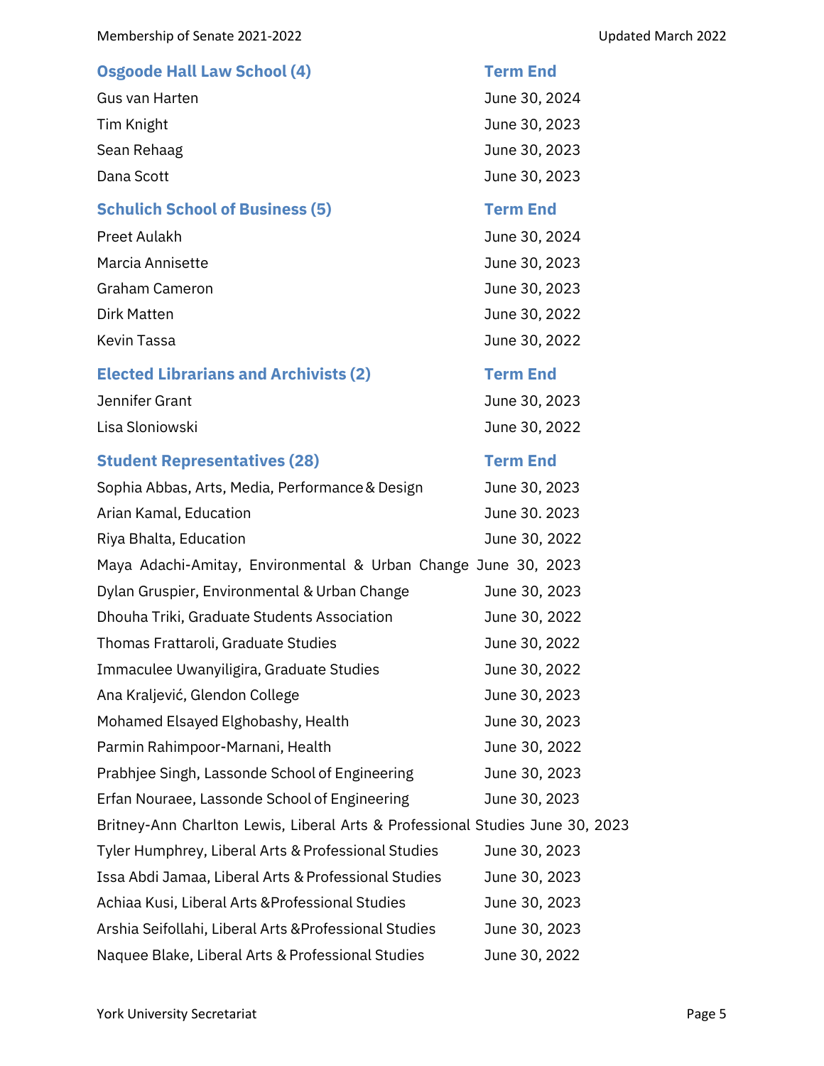| Osgoode Hall Law School (4) | Term End |
| --- | --- |
| Gus van Harten | June 30, 2024 |
| Tim Knight | June 30, 2023 |
| Sean Rehaag | June 30, 2023 |
| Dana Scott | June 30, 2023 |

| Schulich School of Business (5) | Term End |
| --- | --- |
| Preet Aulakh | June 30, 2024 |
| Marcia Annisette | June 30, 2023 |
| Graham Cameron | June 30, 2023 |
| Dirk Matten | June 30, 2022 |
| Kevin Tassa | June 30, 2022 |

| Elected Librarians and Archivists (2) | Term End |
| --- | --- |
| Jennifer Grant | June 30, 2023 |
| Lisa Sloniowski | June 30, 2022 |

| Student Representatives (28) | Term End |
| --- | --- |
| Sophia Abbas, Arts, Media, Performance & Design | June 30, 2023 |
| Arian Kamal, Education | June 30. 2023 |
| Riya Bhalta, Education | June 30, 2022 |
| Maya Adachi-Amitay, Environmental & Urban Change | June 30, 2023 |
| Dylan Gruspier, Environmental & Urban Change | June 30, 2023 |
| Dhouha Triki, Graduate Students Association | June 30, 2022 |
| Thomas Frattaroli, Graduate Studies | June 30, 2022 |
| Immaculee Uwanyiligira, Graduate Studies | June 30, 2022 |
| Ana Kraljević, Glendon College | June 30, 2023 |
| Mohamed Elsayed Elghobashy, Health | June 30, 2023 |
| Parmin Rahimpoor-Marnani, Health | June 30, 2022 |
| Prabhjee Singh, Lassonde School of Engineering | June 30, 2023 |
| Erfan Nouraee, Lassonde School of Engineering | June 30, 2023 |
| Britney-Ann Charlton Lewis, Liberal Arts & Professional Studies | June 30, 2023 |
| Tyler Humphrey, Liberal Arts & Professional Studies | June 30, 2023 |
| Issa Abdi Jamaa, Liberal Arts & Professional Studies | June 30, 2023 |
| Achiaa Kusi, Liberal Arts &Professional Studies | June 30, 2023 |
| Arshia Seifollahi, Liberal Arts &Professional Studies | June 30, 2023 |
| Naquee Blake, Liberal Arts & Professional Studies | June 30, 2022 |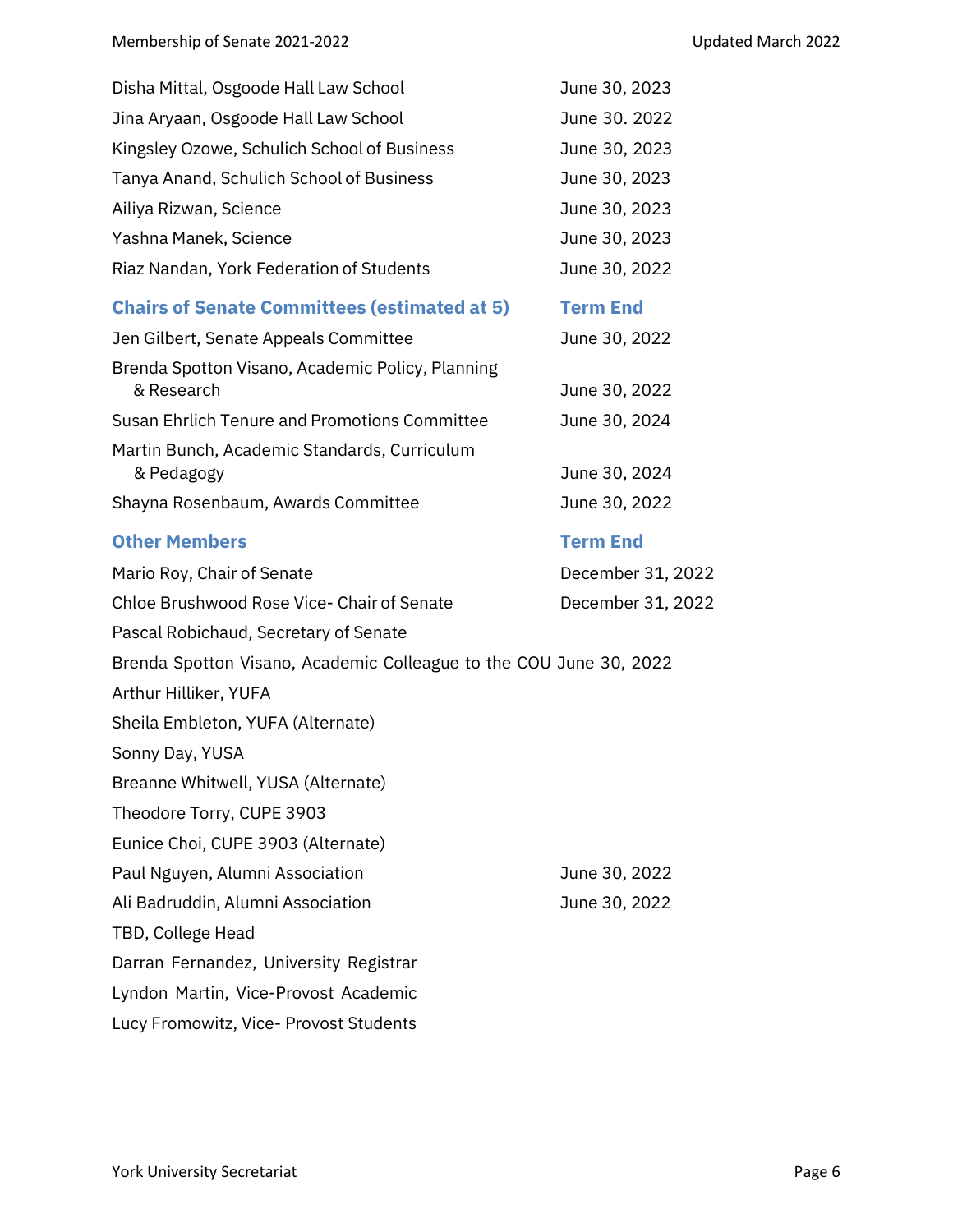| | |
|---|---|
| Disha Mittal, Osgoode Hall Law School | June 30, 2023 |
| Jina Aryaan, Osgoode Hall Law School | June 30. 2022 |
| Kingsley Ozowe, Schulich School of Business | June 30, 2023 |
| Tanya Anand, Schulich School of Business | June 30, 2023 |
| Ailiya Rizwan, Science | June 30, 2023 |
| Yashna Manek, Science | June 30, 2023 |
| Riaz Nandan, York Federation of Students | June 30, 2022 |

| Chairs of Senate Committees (estimated at 5) | Term End |
|---|---|
| Jen Gilbert, Senate Appeals Committee | June 30, 2022 |
| Brenda Spotton Visano, Academic Policy, Planning & Research | June 30, 2022 |
| Susan Ehrlich Tenure and Promotions Committee | June 30, 2024 |
| Martin Bunch, Academic Standards, Curriculum & Pedagogy | June 30, 2024 |
| Shayna Rosenbaum, Awards Committee | June 30, 2022 |

| Other Members | Term End |
|---|---|
| Mario Roy, Chair of Senate | December 31, 2022 |
| Chloe Brushwood Rose Vice- Chair of Senate | December 31, 2022 |
| Pascal Robichaud, Secretary of Senate | |
| Brenda Spotton Visano, Academic Colleague to the COU | June 30, 2022 |
| Arthur Hilliker, YUFA | |
| Sheila Embleton, YUFA (Alternate) | |
| Sonny Day, YUSA | |
| Breanne Whitwell, YUSA (Alternate) | |
| Theodore Torry, CUPE 3903 | |
| Eunice Choi, CUPE 3903 (Alternate) | |
| Paul Nguyen, Alumni Association | June 30, 2022 |
| Ali Badruddin, Alumni Association | June 30, 2022 |
| TBD, College Head | |
| Darran Fernandez, University Registrar | |
| Lyndon Martin, Vice-Provost Academic | |
| Lucy Fromowitz, Vice- Provost Students | |